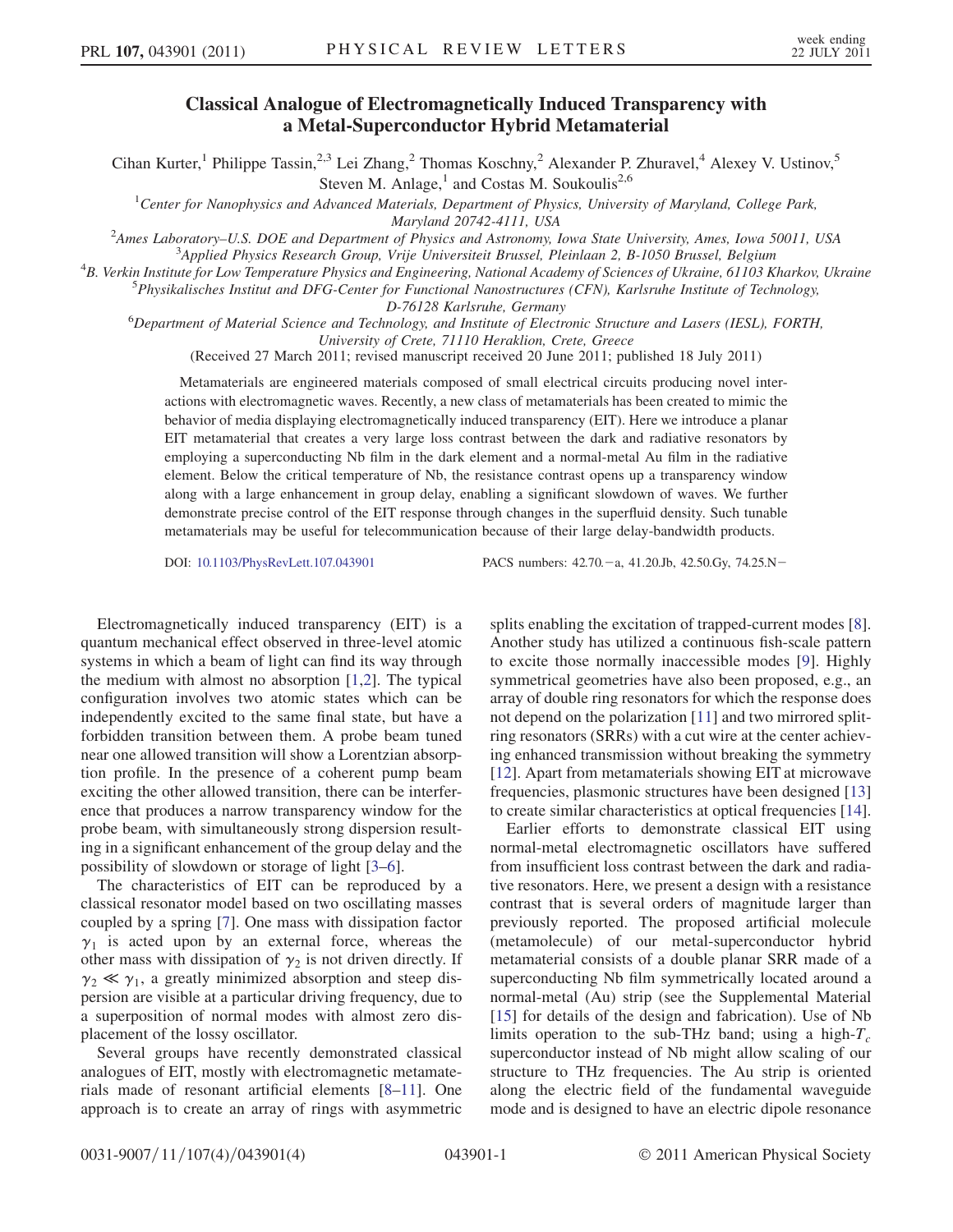# Classical Analogue of Electromagnetically Induced Transparency with a Metal-Superconductor Hybrid Metamaterial

Cihan Kurter,[1] Philippe Tassin,[2,3] Lei Zhang,[2] Thomas Koschny,[2] Alexander P. Zhuravel,[4] Alexey V. Ustinov,[5] Steven M. Anlage,[1] and Costas M. Soukoulis[2,6]

[1]Center for Nanophysics and Advanced Materials, Department of Physics, University of Maryland, College Park, Maryland 20742-4111, USA

[2]Ames Laboratory–U.S. DOE and Department of Physics and Astronomy, Iowa State University, Ames, Iowa 50011, USA

[3]Applied Physics Research Group, Vrije Universiteit Brussel, Pleinlaan 2, B-1050 Brussel, Belgium

[4]B. Verkin Institute for Low Temperature Physics and Engineering, National Academy of Sciences of Ukraine, 61103 Kharkov, Ukraine

[5]Physikalisches Institut and DFG-Center for Functional Nanostructures (CFN), Karlsruhe Institute of Technology, D-76128 Karlsruhe, Germany

[6]Department of Material Science and Technology, and Institute of Electronic Structure and Lasers (IESL), FORTH, University of Crete, 71110 Heraklion, Crete, Greece

(Received 27 March 2011; revised manuscript received 20 June 2011; published 18 July 2011)

Metamaterials are engineered materials composed of small electrical circuits producing novel interactions with electromagnetic waves. Recently, a new class of metamaterials has been created to mimic the behavior of media displaying electromagnetically induced transparency (EIT). Here we introduce a planar EIT metamaterial that creates a very large loss contrast between the dark and radiative resonators by employing a superconducting Nb film in the dark element and a normal-metal Au film in the radiative element. Below the critical temperature of Nb, the resistance contrast opens up a transparency window along with a large enhancement in group delay, enabling a significant slowdown of waves. We further demonstrate precise control of the EIT response through changes in the superfluid density. Such tunable metamaterials may be useful for telecommunication because of their large delay-bandwidth products.

DOI: 10.1103/PhysRevLett.107.043901 PACS numbers: 42.70.−a, 41.20.Jb, 42.50.Gy, 74.25.N−

Electromagnetically induced transparency (EIT) is a quantum mechanical effect observed in three-level atomic systems in which a beam of light can find its way through the medium with almost no absorption [1,2]. The typical configuration involves two atomic states which can be independently excited to the same final state, but have a forbidden transition between them. A probe beam tuned near one allowed transition will show a Lorentzian absorption profile. In the presence of a coherent pump beam exciting the other allowed transition, there can be interference that produces a narrow transparency window for the probe beam, with simultaneously strong dispersion resulting in a significant enhancement of the group delay and the possibility of slowdown or storage of light [3–6].

The characteristics of EIT can be reproduced by a classical resonator model based on two oscillating masses coupled by a spring [7]. One mass with dissipation factor $\gamma_1$ is acted upon by an external force, whereas the other mass with dissipation of $\gamma_2$ is not driven directly. If $\gamma_2 \ll \gamma_1$, a greatly minimized absorption and steep dispersion are visible at a particular driving frequency, due to a superposition of normal modes with almost zero displacement of the lossy oscillator.

Several groups have recently demonstrated classical analogues of EIT, mostly with electromagnetic metamaterials made of resonant artificial elements [8–11]. One approach is to create an array of rings with asymmetric splits enabling the excitation of trapped-current modes [8]. Another study has utilized a continuous fish-scale pattern to excite those normally inaccessible modes [9]. Highly symmetrical geometries have also been proposed, e.g., an array of double ring resonators for which the response does not depend on the polarization [11] and two mirrored split-ring resonators (SRRs) with a cut wire at the center achieving enhanced transmission without breaking the symmetry [12]. Apart from metamaterials showing EIT at microwave frequencies, plasmonic structures have been designed [13] to create similar characteristics at optical frequencies [14].

Earlier efforts to demonstrate classical EIT using normal-metal electromagnetic oscillators have suffered from insufficient loss contrast between the dark and radiative resonators. Here, we present a design with a resistance contrast that is several orders of magnitude larger than previously reported. The proposed artificial molecule (metamolecule) of our metal-superconductor hybrid metamaterial consists of a double planar SRR made of a superconducting Nb film symmetrically located around a normal-metal (Au) strip (see the Supplemental Material [15] for details of the design and fabrication). Use of Nb limits operation to the sub-THz band; using a high-$T_c$ superconductor instead of Nb might allow scaling of our structure to THz frequencies. The Au strip is oriented along the electric field of the fundamental waveguide mode and is designed to have an electric dipole resonance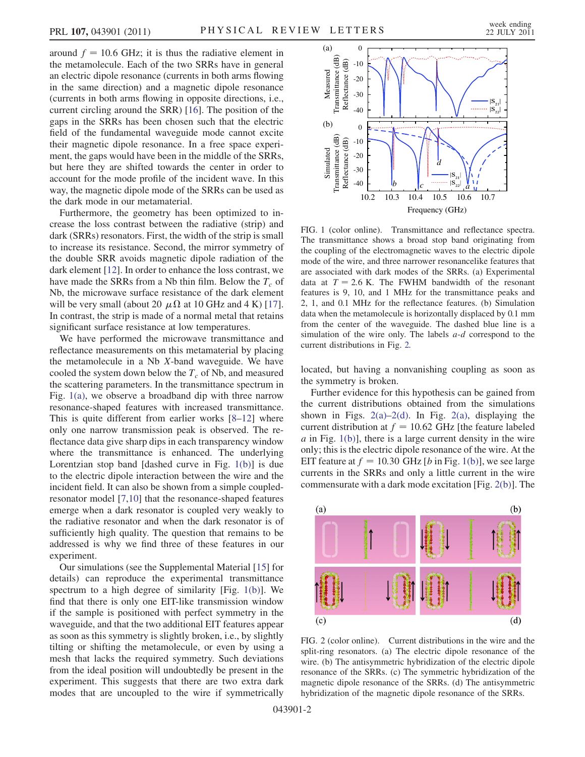around $f = 10.6$ GHz; it is thus the radiative element in the metamolecule. Each of the two SRRs have in general an electric dipole resonance (currents in both arms flowing in the same direction) and a magnetic dipole resonance (currents in both arms flowing in opposite directions, i.e., current circling around the SRR) [16]. The position of the gaps in the SRRs has been chosen such that the electric field of the fundamental waveguide mode cannot excite their magnetic dipole resonance. In a free space experiment, the gaps would have been in the middle of the SRRs, but here they are shifted towards the center in order to account for the mode profile of the incident wave. In this way, the magnetic dipole mode of the SRRs can be used as the dark mode in our metamaterial.

Furthermore, the geometry has been optimized to increase the loss contrast between the radiative (strip) and dark (SRRs) resonators. First, the width of the strip is small to increase its resistance. Second, the mirror symmetry of the double SRR avoids magnetic dipole radiation of the dark element [12]. In order to enhance the loss contrast, we have made the SRRs from a Nb thin film. Below the $T_c$ of Nb, the microwave surface resistance of the dark element will be very small (about 20 $\mu\Omega$ at 10 GHz and 4 K) [17]. In contrast, the strip is made of a normal metal that retains significant surface resistance at low temperatures.

We have performed the microwave transmittance and reflectance measurements on this metamaterial by placing the metamolecule in a Nb $X$-band waveguide. We have cooled the system down below the $T_c$ of Nb, and measured the scattering parameters. In the transmittance spectrum in Fig. 1(a), we observe a broadband dip with three narrow resonance-shaped features with increased transmittance. This is quite different from earlier works [8–12] where only one narrow transmission peak is observed. The reflectance data give sharp dips in each transparency window where the transmittance is enhanced. The underlying Lorentzian stop band [dashed curve in Fig. 1(b)] is due to the electric dipole interaction between the wire and the incident field. It can also be shown from a simple coupled-resonator model [7,10] that the resonance-shaped features emerge when a dark resonator is coupled very weakly to the radiative resonator and when the dark resonator is of sufficiently high quality. The question that remains to be addressed is why we find three of these features in our experiment.

Our simulations (see the Supplemental Material [15] for details) can reproduce the experimental transmittance spectrum to a high degree of similarity [Fig. 1(b)]. We find that there is only one EIT-like transmission window if the sample is positioned with perfect symmetry in the waveguide, and that the two additional EIT features appear as soon as this symmetry is slightly broken, i.e., by slightly tilting or shifting the metamolecule, or even by using a mesh that lacks the required symmetry. Such deviations from the ideal position will undoubtedly be present in the experiment. This suggests that there are two extra dark modes that are uncoupled to the wire if symmetrically located, but having a nonvanishing coupling as soon as the symmetry is broken.

FIG. 1 (color online). Transmittance and reflectance spectra. The transmittance shows a broad stop band originating from the coupling of the electromagnetic waves to the electric dipole mode of the wire, and three narrower resonancelike features that are associated with dark modes of the SRRs. (a) Experimental data at $T = 2.6$ K. The FWHM bandwidth of the resonant features is 9, 10, and 1 MHz for the transmittance peaks and 2, 1, and 0.1 MHz for the reflectance features. (b) Simulation data when the metamolecule is horizontally displaced by 0.1 mm from the center of the waveguide. The dashed blue line is a simulation of the wire only. The labels $a$-$d$ correspond to the current distributions in Fig. 2.

Further evidence for this hypothesis can be gained from the current distributions obtained from the simulations shown in Figs. 2(a)–2(d). In Fig. 2(a), displaying the current distribution at $f = 10.62$ GHz [the feature labeled $a$ in Fig. 1(b)], there is a large current density in the wire only; this is the electric dipole resonance of the wire. At the EIT feature at $f = 10.30$ GHz [$b$ in Fig. 1(b)], we see large currents in the SRRs and only a little current in the wire commensurate with a dark mode excitation [Fig. 2(b)]. The

FIG. 2 (color online). Current distributions in the wire and the split-ring resonators. (a) The electric dipole resonance of the wire. (b) The antisymmetric hybridization of the electric dipole resonance of the SRRs. (c) The symmetric hybridization of the magnetic dipole resonance of the SRRs. (d) The antisymmetric hybridization of the magnetic dipole resonance of the SRRs.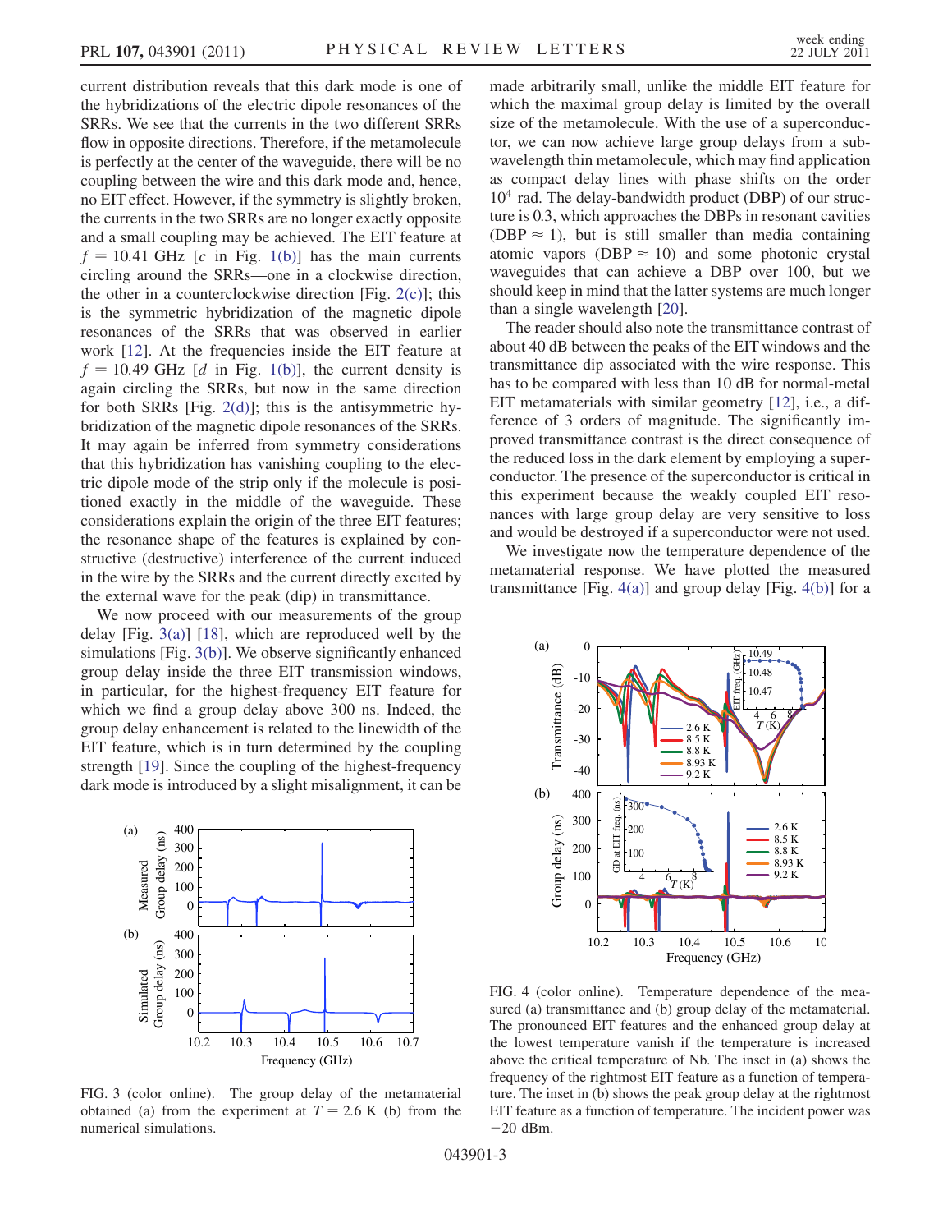current distribution reveals that this dark mode is one of the hybridizations of the electric dipole resonances of the SRRs. We see that the currents in the two different SRRs flow in opposite directions. Therefore, if the metamolecule is perfectly at the center of the waveguide, there will be no coupling between the wire and this dark mode and, hence, no EIT effect. However, if the symmetry is slightly broken, the currents in the two SRRs are no longer exactly opposite and a small coupling may be achieved. The EIT feature at $f = 10.41$ GHz [$c$ in Fig. 1(b)] has the main currents circling around the SRRs—one in a clockwise direction, the other in a counterclockwise direction [Fig. 2(c)]; this is the symmetric hybridization of the magnetic dipole resonances of the SRRs that was observed in earlier work [12]. At the frequencies inside the EIT feature at $f = 10.49$ GHz [$d$ in Fig. 1(b)], the current density is again circling the SRRs, but now in the same direction for both SRRs [Fig. 2(d)]; this is the antisymmetric hybridization of the magnetic dipole resonances of the SRRs. It may again be inferred from symmetry considerations that this hybridization has vanishing coupling to the electric dipole mode of the strip only if the molecule is positioned exactly in the middle of the waveguide. These considerations explain the origin of the three EIT features; the resonance shape of the features is explained by constructive (destructive) interference of the current induced in the wire by the SRRs and the current directly excited by the external wave for the peak (dip) in transmittance.

We now proceed with our measurements of the group delay [Fig. 3(a)] [18], which are reproduced well by the simulations [Fig. 3(b)]. We observe significantly enhanced group delay inside the three EIT transmission windows, in particular, for the highest-frequency EIT feature for which we find a group delay above 300 ns. Indeed, the group delay enhancement is related to the linewidth of the EIT feature, which is in turn determined by the coupling strength [19]. Since the coupling of the highest-frequency dark mode is introduced by a slight misalignment, it can be made arbitrarily small, unlike the middle EIT feature for which the maximal group delay is limited by the overall size of the metamolecule. With the use of a superconductor, we can now achieve large group delays from a subwavelength thin metamolecule, which may find application as compact delay lines with phase shifts on the order $10^4$ rad. The delay-bandwidth product (DBP) of our structure is 0.3, which approaches the DBPs in resonant cavities (DBP $\approx$ 1), but is still smaller than media containing atomic vapors (DBP $\approx$ 10) and some photonic crystal waveguides that can achieve a DBP over 100, but we should keep in mind that the latter systems are much longer than a single wavelength [20].

FIG. 3 (color online). The group delay of the metamaterial obtained (a) from the experiment at $T = 2.6$ K (b) from the numerical simulations.

The reader should also note the transmittance contrast of about 40 dB between the peaks of the EIT windows and the transmittance dip associated with the wire response. This has to be compared with less than 10 dB for normal-metal EIT metamaterials with similar geometry [12], i.e., a difference of 3 orders of magnitude. The significantly improved transmittance contrast is the direct consequence of the reduced loss in the dark element by employing a superconductor. The presence of the superconductor is critical in this experiment because the weakly coupled EIT resonances with large group delay are very sensitive to loss and would be destroyed if a superconductor were not used.

We investigate now the temperature dependence of the metamaterial response. We have plotted the measured transmittance [Fig. 4(a)] and group delay [Fig. 4(b)] for a

FIG. 4 (color online). Temperature dependence of the measured (a) transmittance and (b) group delay of the metamaterial. The pronounced EIT features and the enhanced group delay at the lowest temperature vanish if the temperature is increased above the critical temperature of Nb. The inset in (a) shows the frequency of the rightmost EIT feature as a function of temperature. The inset in (b) shows the peak group delay at the rightmost EIT feature as a function of temperature. The incident power was −20 dBm.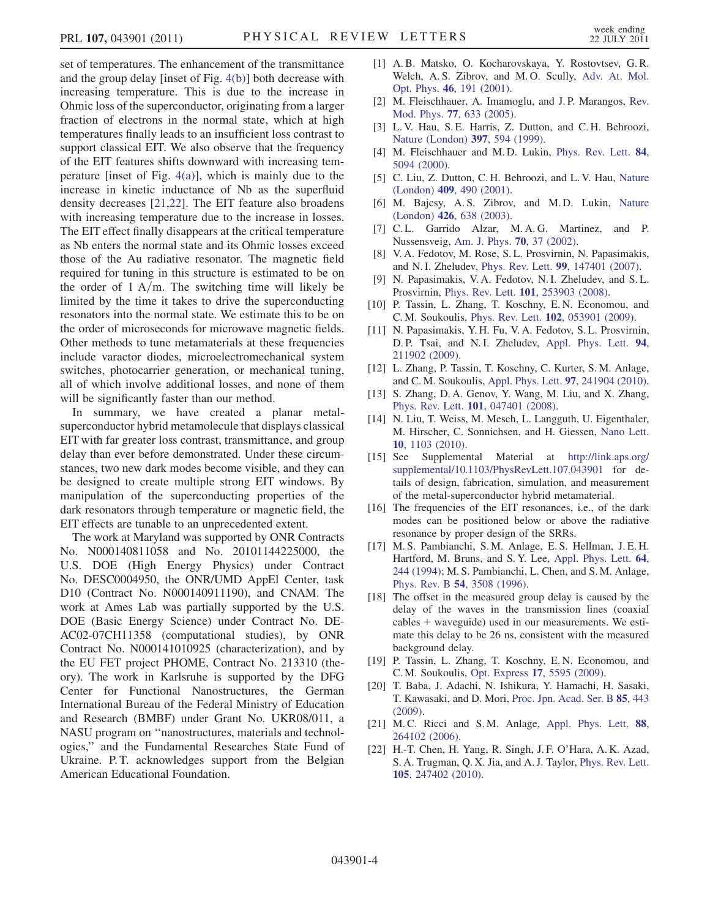set of temperatures. The enhancement of the transmittance and the group delay [inset of Fig. 4(b)] both decrease with increasing temperature. This is due to the increase in Ohmic loss of the superconductor, originating from a larger fraction of electrons in the normal state, which at high temperatures finally leads to an insufficient loss contrast to support classical EIT. We also observe that the frequency of the EIT features shifts downward with increasing temperature [inset of Fig. 4(a)], which is mainly due to the increase in kinetic inductance of Nb as the superfluid density decreases [21,22]. The EIT feature also broadens with increasing temperature due to the increase in losses. The EIT effect finally disappears at the critical temperature as Nb enters the normal state and its Ohmic losses exceed those of the Au radiative resonator. The magnetic field required for tuning in this structure is estimated to be on the order of 1 A/m. The switching time will likely be limited by the time it takes to drive the superconducting resonators into the normal state. We estimate this to be on the order of microseconds for microwave magnetic fields. Other methods to tune metamaterials at these frequencies include varactor diodes, microelectromechanical system switches, photocarrier generation, or mechanical tuning, all of which involve additional losses, and none of them will be significantly faster than our method.

In summary, we have created a planar metal-superconductor hybrid metamolecule that displays classical EIT with far greater loss contrast, transmittance, and group delay than ever before demonstrated. Under these circumstances, two new dark modes become visible, and they can be designed to create multiple strong EIT windows. By manipulation of the superconducting properties of the dark resonators through temperature or magnetic field, the EIT effects are tunable to an unprecedented extent.

The work at Maryland was supported by ONR Contracts No. N000140811058 and No. 20101144225000, the U.S. DOE (High Energy Physics) under Contract No. DESC0004950, the ONR/UMD AppEl Center, task D10 (Contract No. N000140911190), and CNAM. The work at Ames Lab was partially supported by the U.S. DOE (Basic Energy Science) under Contract No. DE-AC02-07CH11358 (computational studies), by ONR Contract No. N000141010925 (characterization), and by the EU FET project PHOME, Contract No. 213310 (theory). The work in Karlsruhe is supported by the DFG Center for Functional Nanostructures, the German International Bureau of the Federal Ministry of Education and Research (BMBF) under Grant No. UKR08/011, a NASU program on "nanostructures, materials and technologies," and the Fundamental Researches State Fund of Ukraine. P.T. acknowledges support from the Belgian American Educational Foundation.

[1] A. B. Matsko, O. Kocharovskaya, Y. Rostovtsev, G. R. Welch, A. S. Zibrov, and M. O. Scully, Adv. At. Mol. Opt. Phys. **46**, 191 (2001).

[2] M. Fleischhauer, A. Imamoglu, and J. P. Marangos, Rev. Mod. Phys. **77**, 633 (2005).

[3] L. V. Hau, S. E. Harris, Z. Dutton, and C. H. Behroozi, Nature (London) **397**, 594 (1999).

[4] M. Fleischhauer and M. D. Lukin, Phys. Rev. Lett. **84**, 5094 (2000).

[5] C. Liu, Z. Dutton, C. H. Behroozi, and L. V. Hau, Nature (London) **409**, 490 (2001).

[6] M. Bajcsy, A. S. Zibrov, and M. D. Lukin, Nature (London) **426**, 638 (2003).

[7] C. L. Garrido Alzar, M. A. G. Martinez, and P. Nussensveig, Am. J. Phys. **70**, 37 (2002).

[8] V. A. Fedotov, M. Rose, S. L. Prosvirnin, N. Papasimakis, and N. I. Zheludev, Phys. Rev. Lett. **99**, 147401 (2007).

[9] N. Papasimakis, V. A. Fedotov, N. I. Zheludev, and S. L. Prosvirnin, Phys. Rev. Lett. **101**, 253903 (2008).

[10] P. Tassin, L. Zhang, T. Koschny, E. N. Economou, and C. M. Soukoulis, Phys. Rev. Lett. **102**, 053901 (2009).

[11] N. Papasimakis, Y. H. Fu, V. A. Fedotov, S. L. Prosvirnin, D. P. Tsai, and N. I. Zheludev, Appl. Phys. Lett. **94**, 211902 (2009).

[12] L. Zhang, P. Tassin, T. Koschny, C. Kurter, S. M. Anlage, and C. M. Soukoulis, Appl. Phys. Lett. **97**, 241904 (2010).

[13] S. Zhang, D. A. Genov, Y. Wang, M. Liu, and X. Zhang, Phys. Rev. Lett. **101**, 047401 (2008).

[14] N. Liu, T. Weiss, M. Mesch, L. Langguth, U. Eigenthaler, M. Hirscher, C. Sonnichsen, and H. Giessen, Nano Lett. **10**, 1103 (2010).

[15] See Supplemental Material at http://link.aps.org/supplemental/10.1103/PhysRevLett.107.043901 for details of design, fabrication, simulation, and measurement of the metal-superconductor hybrid metamaterial.

[16] The frequencies of the EIT resonances, i.e., of the dark modes can be positioned below or above the radiative resonance by proper design of the SRRs.

[17] M. S. Pambianchi, S. M. Anlage, E. S. Hellman, J. E. H. Hartford, M. Bruns, and S. Y. Lee, Appl. Phys. Lett. **64**, 244 (1994); M. S. Pambianchi, L. Chen, and S. M. Anlage, Phys. Rev. B **54**, 3508 (1996).

[18] The offset in the measured group delay is caused by the delay of the waves in the transmission lines (coaxial cables + waveguide) used in our measurements. We estimate this delay to be 26 ns, consistent with the measured background delay.

[19] P. Tassin, L. Zhang, T. Koschny, E. N. Economou, and C. M. Soukoulis, Opt. Express **17**, 5595 (2009).

[20] T. Baba, J. Adachi, N. Ishikura, Y. Hamachi, H. Sasaki, T. Kawasaki, and D. Mori, Proc. Jpn. Acad. Ser. B **85**, 443 (2009).

[21] M. C. Ricci and S. M. Anlage, Appl. Phys. Lett. **88**, 264102 (2006).

[22] H.-T. Chen, H. Yang, R. Singh, J. F. O'Hara, A. K. Azad, S. A. Trugman, Q. X. Jia, and A. J. Taylor, Phys. Rev. Lett. **105**, 247402 (2010).